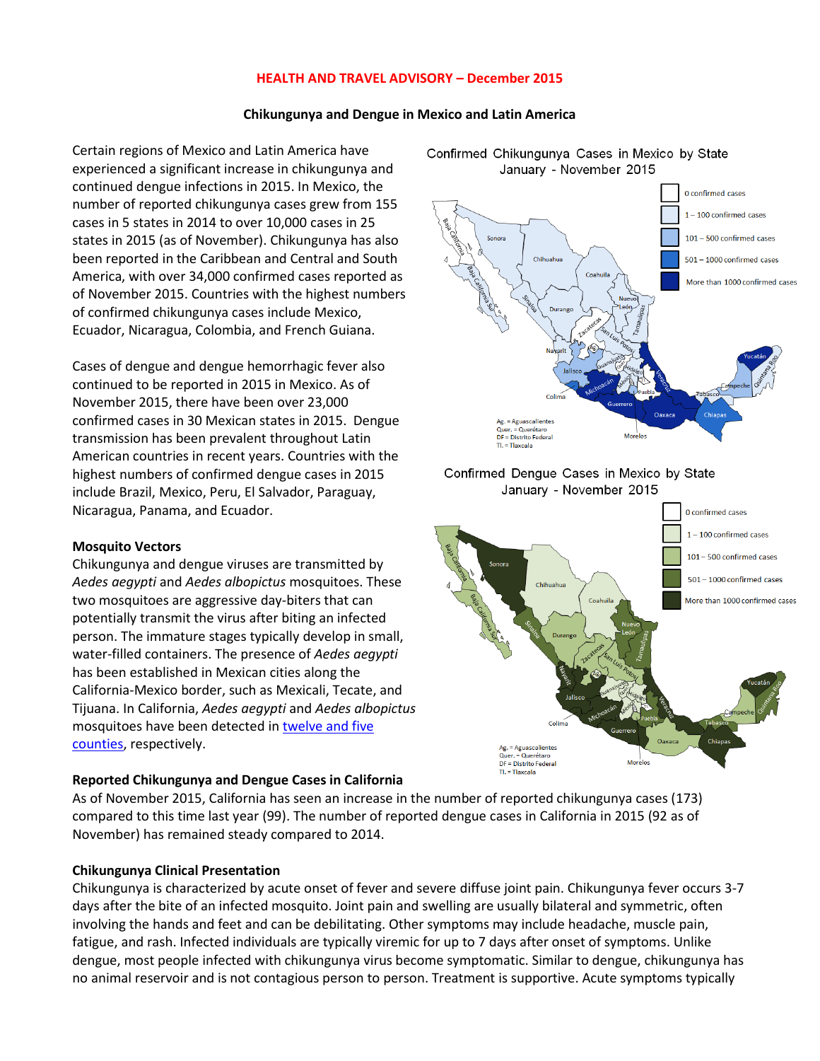# HEALTH AND TRAVEL ADVISORY – December 2015

## Chikungunya and Dengue in Mexico and Latin America

Certain regions of Mexico and Latin America have experienced a significant increase in chikungunya and continued dengue infections in 2015. In Mexico, the number of reported chikungunya cases grew from 155 cases in 5 states in 2014 to over 10,000 cases in 25 states in 2015 (as of November). Chikungunya has also been reported in the Caribbean and Central and South America, with over 34,000 confirmed cases reported as of November 2015. Countries with the highest numbers of confirmed chikungunya cases include Mexico, Ecuador, Nicaragua, Colombia, and French Guiana.

Cases of dengue and dengue hemorrhagic fever also continued to be reported in 2015 in Mexico. As of November 2015, there have been over 23,000 confirmed cases in 30 Mexican states in 2015. Dengue transmission has been prevalent throughout Latin American countries in recent years. Countries with the highest numbers of confirmed dengue cases in 2015 include Brazil, Mexico, Peru, El Salvador, Paraguay, Nicaragua, Panama, and Ecuador.

Confirmed Chikungunya Cases in Mexico by State
January - November 2015

Confirmed Dengue Cases in Mexico by State
January - November 2015

### Mosquito Vectors

Chikungunya and dengue viruses are transmitted by *Aedes aegypti* and *Aedes albopictus* mosquitoes. These two mosquitoes are aggressive day-biters that can potentially transmit the virus after biting an infected person. The immature stages typically develop in small, water-filled containers. The presence of *Aedes aegypti* has been established in Mexican cities along the California-Mexico border, such as Mexicali, Tecate, and Tijuana. In California, *Aedes aegypti* and *Aedes albopictus* mosquitoes have been detected in twelve and five counties, respectively.

### Reported Chikungunya and Dengue Cases in California

As of November 2015, California has seen an increase in the number of reported chikungunya cases (173) compared to this time last year (99). The number of reported dengue cases in California in 2015 (92 as of November) has remained steady compared to 2014.

### Chikungunya Clinical Presentation

Chikungunya is characterized by acute onset of fever and severe diffuse joint pain. Chikungunya fever occurs 3-7 days after the bite of an infected mosquito. Joint pain and swelling are usually bilateral and symmetric, often involving the hands and feet and can be debilitating. Other symptoms may include headache, muscle pain, fatigue, and rash. Infected individuals are typically viremic for up to 7 days after onset of symptoms. Unlike dengue, most people infected with chikungunya virus become symptomatic. Similar to dengue, chikungunya has no animal reservoir and is not contagious person to person. Treatment is supportive. Acute symptoms typically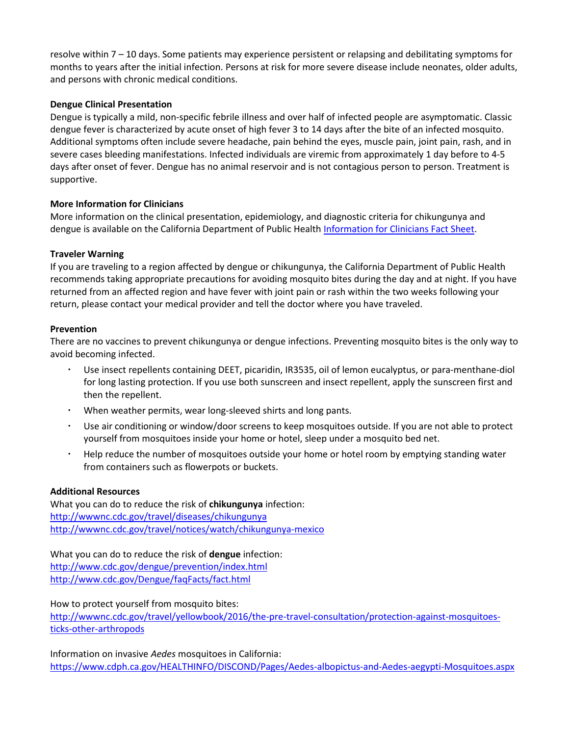resolve within 7 – 10 days. Some patients may experience persistent or relapsing and debilitating symptoms for months to years after the initial infection. Persons at risk for more severe disease include neonates, older adults, and persons with chronic medical conditions.

**Dengue Clinical Presentation**

Dengue is typically a mild, non-specific febrile illness and over half of infected people are asymptomatic. Classic dengue fever is characterized by acute onset of high fever 3 to 14 days after the bite of an infected mosquito. Additional symptoms often include severe headache, pain behind the eyes, muscle pain, joint pain, rash, and in severe cases bleeding manifestations. Infected individuals are viremic from approximately 1 day before to 4-5 days after onset of fever. Dengue has no animal reservoir and is not contagious person to person. Treatment is supportive.

**More Information for Clinicians**

More information on the clinical presentation, epidemiology, and diagnostic criteria for chikungunya and dengue is available on the California Department of Public Health Information for Clinicians Fact Sheet.

**Traveler Warning**

If you are traveling to a region affected by dengue or chikungunya, the California Department of Public Health recommends taking appropriate precautions for avoiding mosquito bites during the day and at night. If you have returned from an affected region and have fever with joint pain or rash within the two weeks following your return, please contact your medical provider and tell the doctor where you have traveled.

**Prevention**

There are no vaccines to prevent chikungunya or dengue infections. Preventing mosquito bites is the only way to avoid becoming infected.

- Use insect repellents containing DEET, picaridin, IR3535, oil of lemon eucalyptus, or para-menthane-diol for long lasting protection. If you use both sunscreen and insect repellent, apply the sunscreen first and then the repellent.
- When weather permits, wear long-sleeved shirts and long pants.
- Use air conditioning or window/door screens to keep mosquitoes outside. If you are not able to protect yourself from mosquitoes inside your home or hotel, sleep under a mosquito bed net.
- Help reduce the number of mosquitoes outside your home or hotel room by emptying standing water from containers such as flowerpots or buckets.

**Additional Resources**

What you can do to reduce the risk of **chikungunya** infection:
http://wwwnc.cdc.gov/travel/diseases/chikungunya
http://wwwnc.cdc.gov/travel/notices/watch/chikungunya-mexico

What you can do to reduce the risk of **dengue** infection:
http://www.cdc.gov/dengue/prevention/index.html
http://www.cdc.gov/Dengue/faqFacts/fact.html

How to protect yourself from mosquito bites:
http://wwwnc.cdc.gov/travel/yellowbook/2016/the-pre-travel-consultation/protection-against-mosquitoes-ticks-other-arthropods

Information on invasive *Aedes* mosquitoes in California:
https://www.cdph.ca.gov/HEALTHINFO/DISCOND/Pages/Aedes-albopictus-and-Aedes-aegypti-Mosquitoes.aspx